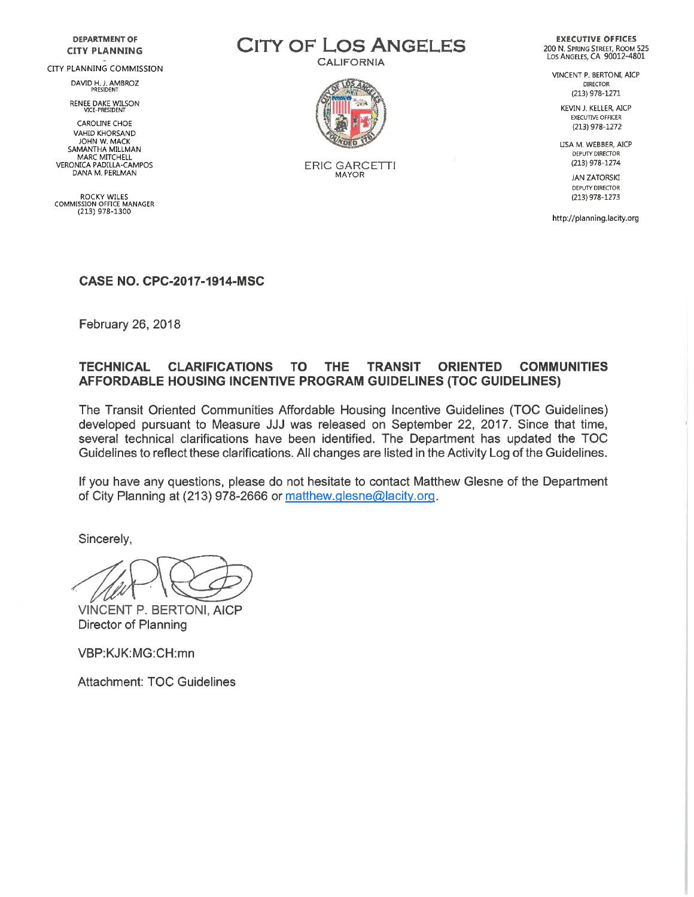**DEPARTMENT OF CITY PLANNING**

CITY PLANNING COMMISSION

DAVID H. J. AMBROZ
PRESIDENT

RENEE DAKE WILSON
VICE-PRESIDENT

CAROLINE CHOE
VAHID KHORSAND
JOHN W. MACK
SAMANTHA MILLMAN
MARC MITCHELL
VERONICA PADILLA-CAMPOS
DANA M. PERLMAN

ROCKY WILES
COMMISSION OFFICE MANAGER
(213) 978-1300

# CITY OF LOS ANGELES

CALIFORNIA

ERIC GARCETTI
MAYOR

**EXECUTIVE OFFICES**
200 N. SPRING STREET, ROOM 525
LOS ANGELES, CA 90012-4801

VINCENT P. BERTONI, AICP
DIRECTOR
(213) 978-1271

KEVIN J. KELLER, AICP
EXECUTIVE OFFICER
(213) 978-1272

LISA M. WEBBER, AICP
DEPUTY DIRECTOR
(213) 978-1274

JAN ZATORSKI
DEPUTY DIRECTOR
(213) 978-1273

http://planning.lacity.org

**CASE NO. CPC-2017-1914-MSC**

February 26, 2018

## TECHNICAL CLARIFICATIONS TO THE TRANSIT ORIENTED COMMUNITIES AFFORDABLE HOUSING INCENTIVE PROGRAM GUIDELINES (TOC GUIDELINES)

The Transit Oriented Communities Affordable Housing Incentive Guidelines (TOC Guidelines) developed pursuant to Measure JJJ was released on September 22, 2017. Since that time, several technical clarifications have been identified. The Department has updated the TOC Guidelines to reflect these clarifications. All changes are listed in the Activity Log of the Guidelines.

If you have any questions, please do not hesitate to contact Matthew Glesne of the Department of City Planning at (213) 978-2666 or matthew.glesne@lacity.org.

Sincerely,

VINCENT P. BERTONI, AICP
Director of Planning

VBP:KJK:MG:CH:mn

Attachment: TOC Guidelines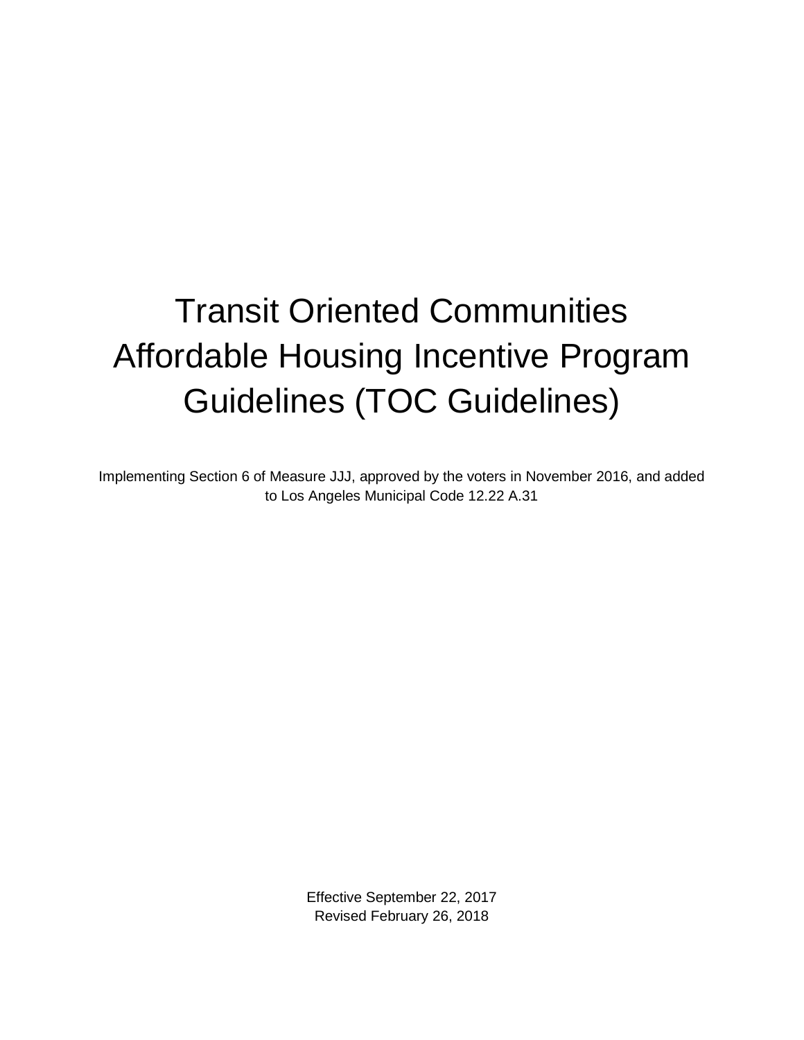# Transit Oriented Communities Affordable Housing Incentive Program Guidelines (TOC Guidelines)

Implementing Section 6 of Measure JJJ, approved by the voters in November 2016, and added to Los Angeles Municipal Code 12.22 A.31

Effective September 22, 2017
Revised February 26, 2018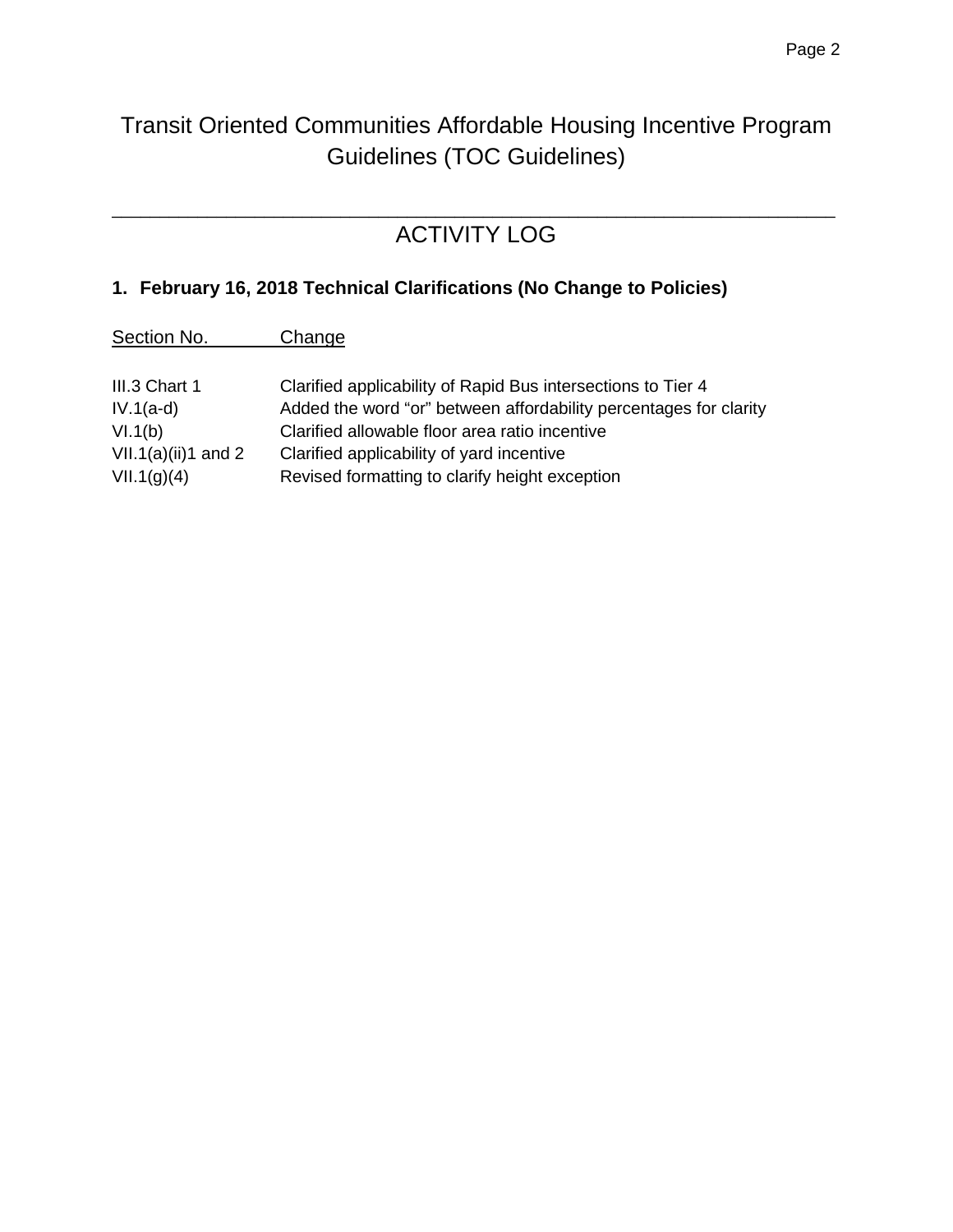# Transit Oriented Communities Affordable Housing Incentive Program Guidelines (TOC Guidelines)

---

## ACTIVITY LOG

### 1. February 16, 2018 Technical Clarifications (No Change to Policies)

| Section No. | Change |
|---|---|
| III.3 Chart 1 | Clarified applicability of Rapid Bus intersections to Tier 4 |
| IV.1(a-d) | Added the word “or” between affordability percentages for clarity |
| VI.1(b) | Clarified allowable floor area ratio incentive |
| VII.1(a)(ii)1 and 2 | Clarified applicability of yard incentive |
| VII.1(g)(4) | Revised formatting to clarify height exception |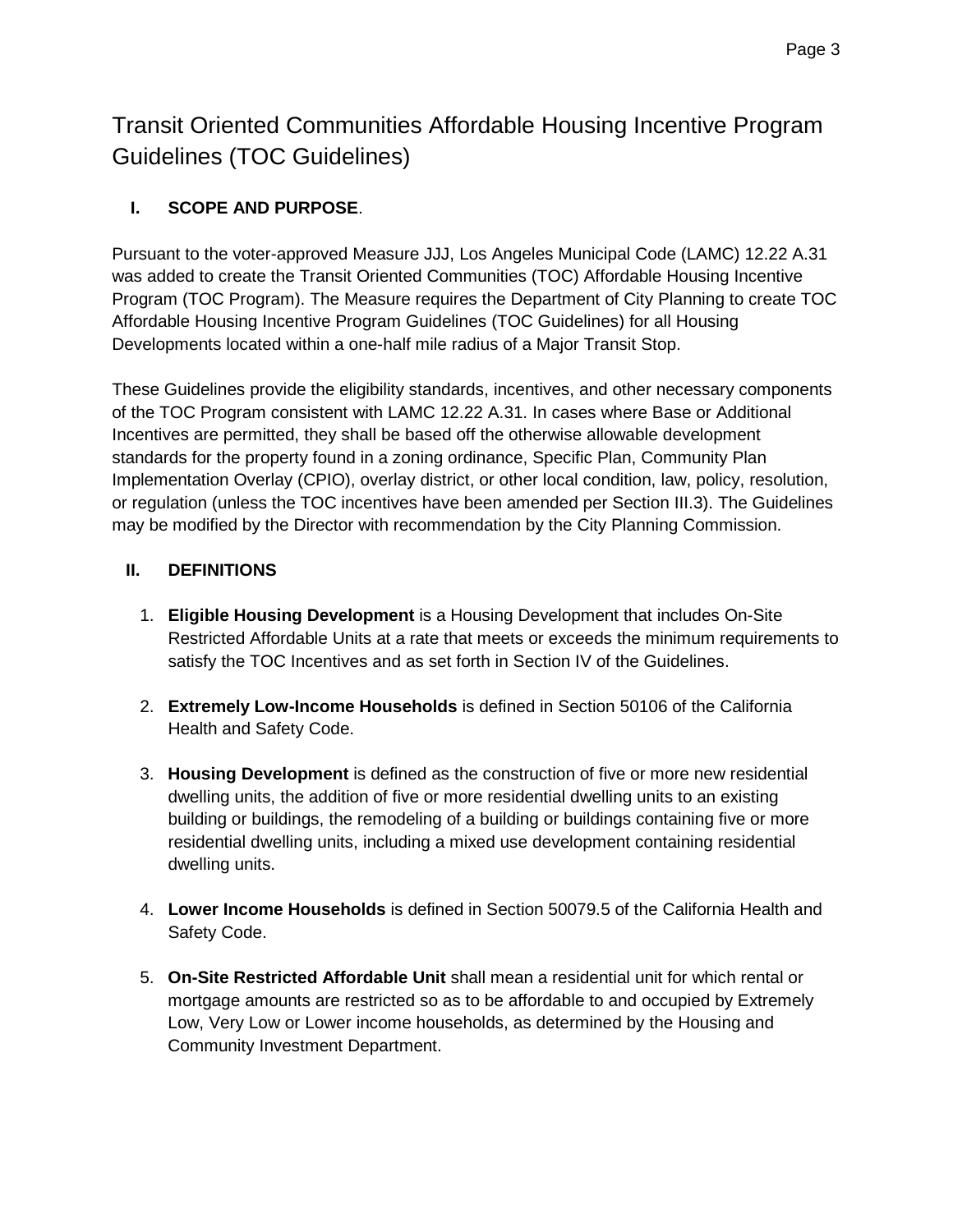# Transit Oriented Communities Affordable Housing Incentive Program Guidelines (TOC Guidelines)

## I. SCOPE AND PURPOSE.

Pursuant to the voter-approved Measure JJJ, Los Angeles Municipal Code (LAMC) 12.22 A.31 was added to create the Transit Oriented Communities (TOC) Affordable Housing Incentive Program (TOC Program). The Measure requires the Department of City Planning to create TOC Affordable Housing Incentive Program Guidelines (TOC Guidelines) for all Housing Developments located within a one-half mile radius of a Major Transit Stop.

These Guidelines provide the eligibility standards, incentives, and other necessary components of the TOC Program consistent with LAMC 12.22 A.31. In cases where Base or Additional Incentives are permitted, they shall be based off the otherwise allowable development standards for the property found in a zoning ordinance, Specific Plan, Community Plan Implementation Overlay (CPIO), overlay district, or other local condition, law, policy, resolution, or regulation (unless the TOC incentives have been amended per Section III.3). The Guidelines may be modified by the Director with recommendation by the City Planning Commission.

## II. DEFINITIONS

1. **Eligible Housing Development** is a Housing Development that includes On-Site Restricted Affordable Units at a rate that meets or exceeds the minimum requirements to satisfy the TOC Incentives and as set forth in Section IV of the Guidelines.

2. **Extremely Low-Income Households** is defined in Section 50106 of the California Health and Safety Code.

3. **Housing Development** is defined as the construction of five or more new residential dwelling units, the addition of five or more residential dwelling units to an existing building or buildings, the remodeling of a building or buildings containing five or more residential dwelling units, including a mixed use development containing residential dwelling units.

4. **Lower Income Households** is defined in Section 50079.5 of the California Health and Safety Code.

5. **On-Site Restricted Affordable Unit** shall mean a residential unit for which rental or mortgage amounts are restricted so as to be affordable to and occupied by Extremely Low, Very Low or Lower income households, as determined by the Housing and Community Investment Department.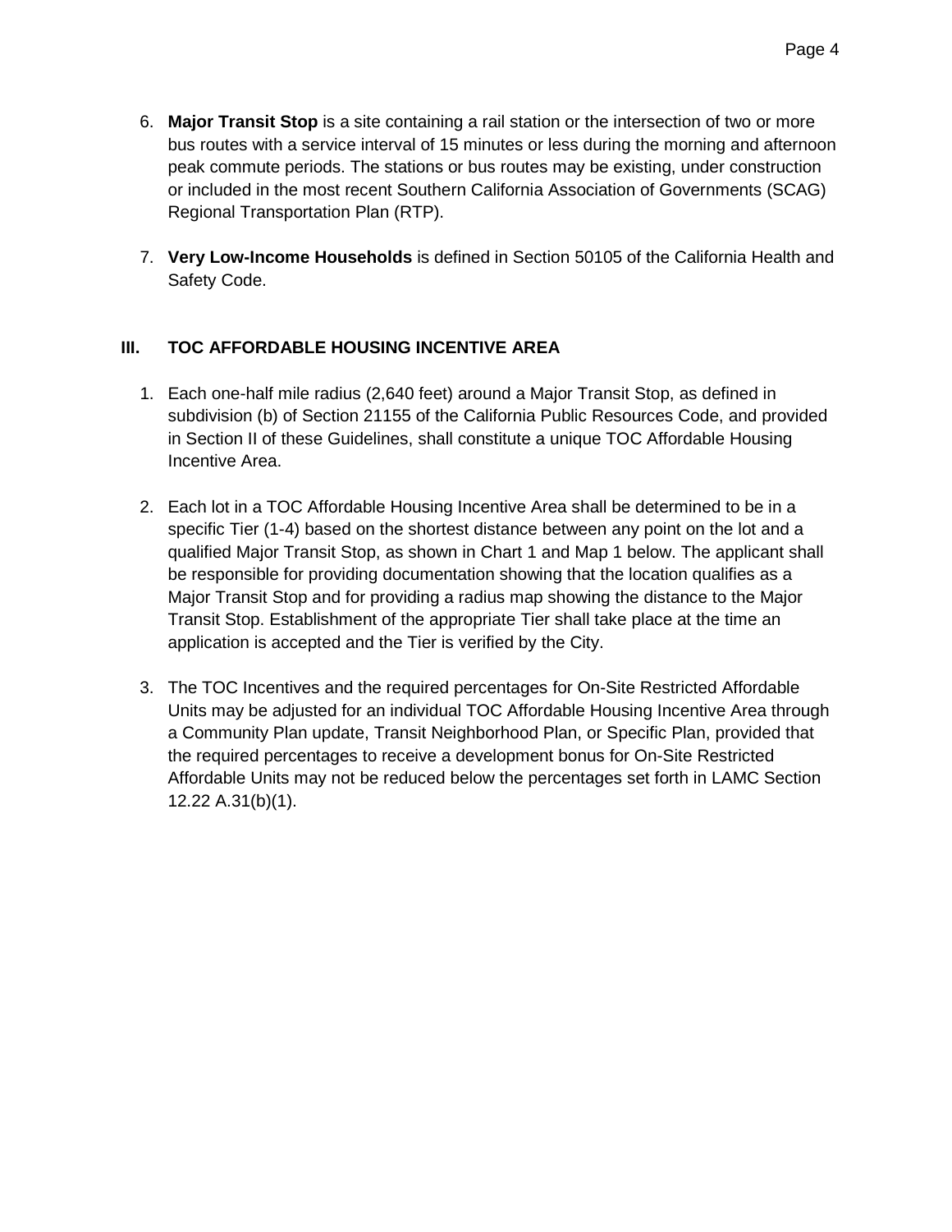6. **Major Transit Stop** is a site containing a rail station or the intersection of two or more bus routes with a service interval of 15 minutes or less during the morning and afternoon peak commute periods. The stations or bus routes may be existing, under construction or included in the most recent Southern California Association of Governments (SCAG) Regional Transportation Plan (RTP).

7. **Very Low-Income Households** is defined in Section 50105 of the California Health and Safety Code.

## III. TOC AFFORDABLE HOUSING INCENTIVE AREA

1. Each one-half mile radius (2,640 feet) around a Major Transit Stop, as defined in subdivision (b) of Section 21155 of the California Public Resources Code, and provided in Section II of these Guidelines, shall constitute a unique TOC Affordable Housing Incentive Area.

2. Each lot in a TOC Affordable Housing Incentive Area shall be determined to be in a specific Tier (1-4) based on the shortest distance between any point on the lot and a qualified Major Transit Stop, as shown in Chart 1 and Map 1 below. The applicant shall be responsible for providing documentation showing that the location qualifies as a Major Transit Stop and for providing a radius map showing the distance to the Major Transit Stop. Establishment of the appropriate Tier shall take place at the time an application is accepted and the Tier is verified by the City.

3. The TOC Incentives and the required percentages for On-Site Restricted Affordable Units may be adjusted for an individual TOC Affordable Housing Incentive Area through a Community Plan update, Transit Neighborhood Plan, or Specific Plan, provided that the required percentages to receive a development bonus for On-Site Restricted Affordable Units may not be reduced below the percentages set forth in LAMC Section 12.22 A.31(b)(1).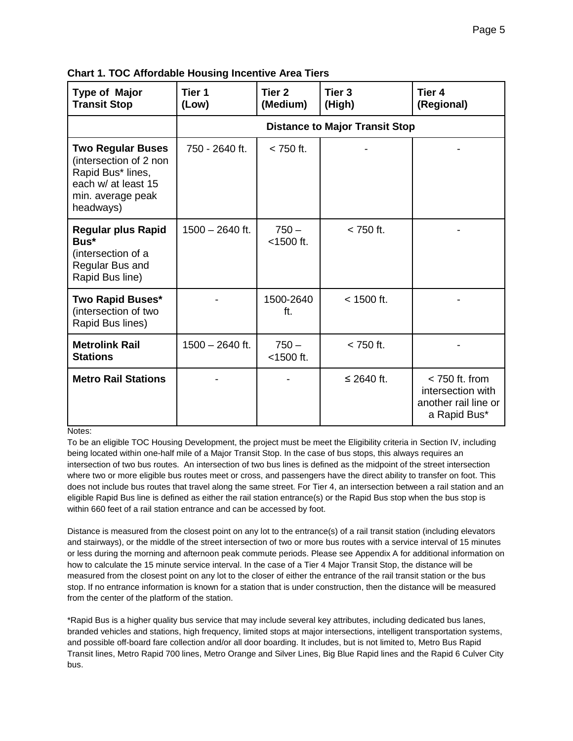**Chart 1. TOC Affordable Housing Incentive Area Tiers**

| Type of Major Transit Stop | Tier 1 (Low) | Tier 2 (Medium) | Tier 3 (High) | Tier 4 (Regional) |
|---|---|---|---|---|
| | **Distance to Major Transit Stop** | | | |
| **Two Regular Buses** (intersection of 2 non Rapid Bus* lines, each w/ at least 15 min. average peak headways) | 750 - 2640 ft. | < 750 ft. | - | - |
| **Regular plus Rapid Bus*** (intersection of a Regular Bus and Rapid Bus line) | 1500 – 2640 ft. | 750 – <1500 ft. | < 750 ft. | - |
| **Two Rapid Buses*** (intersection of two Rapid Bus lines) | - | 1500-2640 ft. | < 1500 ft. | - |
| **Metrolink Rail Stations** | 1500 – 2640 ft. | 750 – <1500 ft. | < 750 ft. | - |
| **Metro Rail Stations** | - | - | ≤ 2640 ft. | < 750 ft. from intersection with another rail line or a Rapid Bus* |

Notes:

To be an eligible TOC Housing Development, the project must be meet the Eligibility criteria in Section IV, including being located within one-half mile of a Major Transit Stop. In the case of bus stops, this always requires an intersection of two bus routes. An intersection of two bus lines is defined as the midpoint of the street intersection where two or more eligible bus routes meet or cross, and passengers have the direct ability to transfer on foot. This does not include bus routes that travel along the same street. For Tier 4, an intersection between a rail station and an eligible Rapid Bus line is defined as either the rail station entrance(s) or the Rapid Bus stop when the bus stop is within 660 feet of a rail station entrance and can be accessed by foot.

Distance is measured from the closest point on any lot to the entrance(s) of a rail transit station (including elevators and stairways), or the middle of the street intersection of two or more bus routes with a service interval of 15 minutes or less during the morning and afternoon peak commute periods. Please see Appendix A for additional information on how to calculate the 15 minute service interval. In the case of a Tier 4 Major Transit Stop, the distance will be measured from the closest point on any lot to the closer of either the entrance of the rail transit station or the bus stop. If no entrance information is known for a station that is under construction, then the distance will be measured from the center of the platform of the station.

*Rapid Bus is a higher quality bus service that may include several key attributes, including dedicated bus lanes, branded vehicles and stations, high frequency, limited stops at major intersections, intelligent transportation systems, and possible off-board fare collection and/or all door boarding. It includes, but is not limited to, Metro Bus Rapid Transit lines, Metro Rapid 700 lines, Metro Orange and Silver Lines, Big Blue Rapid lines and the Rapid 6 Culver City bus.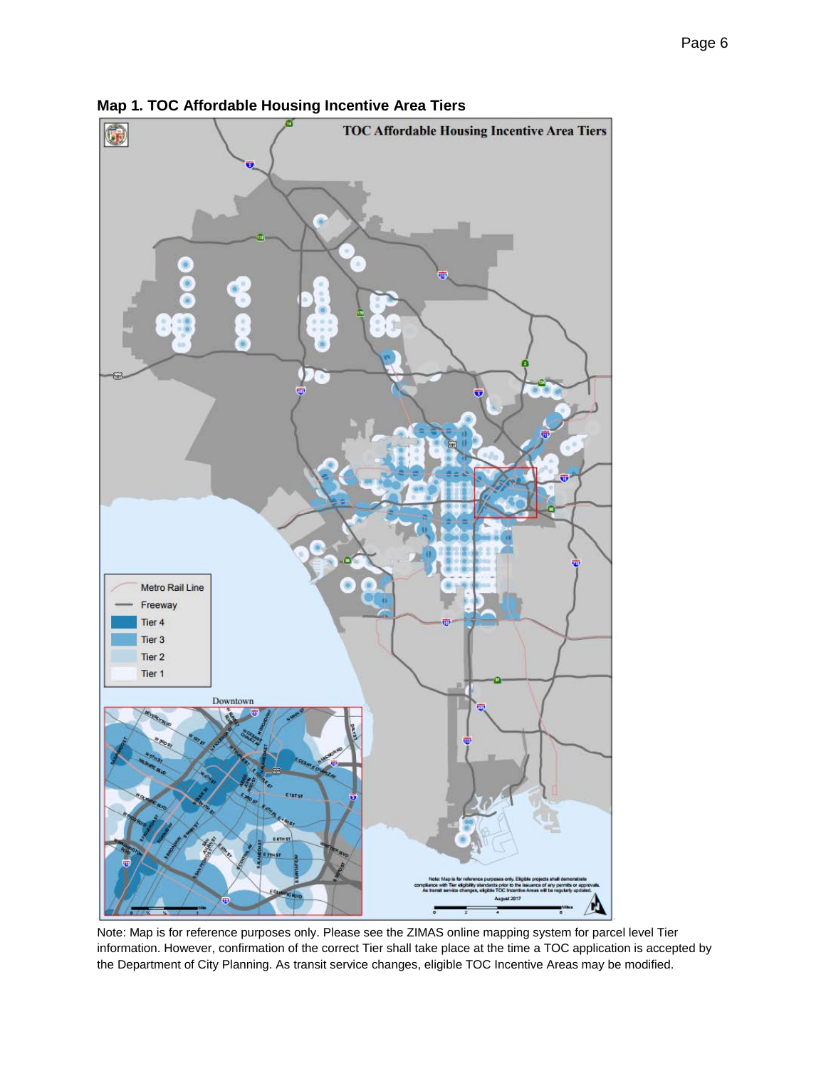**Map 1. TOC Affordable Housing Incentive Area Tiers**

Note: Map is for reference purposes only. Please see the ZIMAS online mapping system for parcel level Tier information. However, confirmation of the correct Tier shall take place at the time a TOC application is accepted by the Department of City Planning. As transit service changes, eligible TOC Incentive Areas may be modified.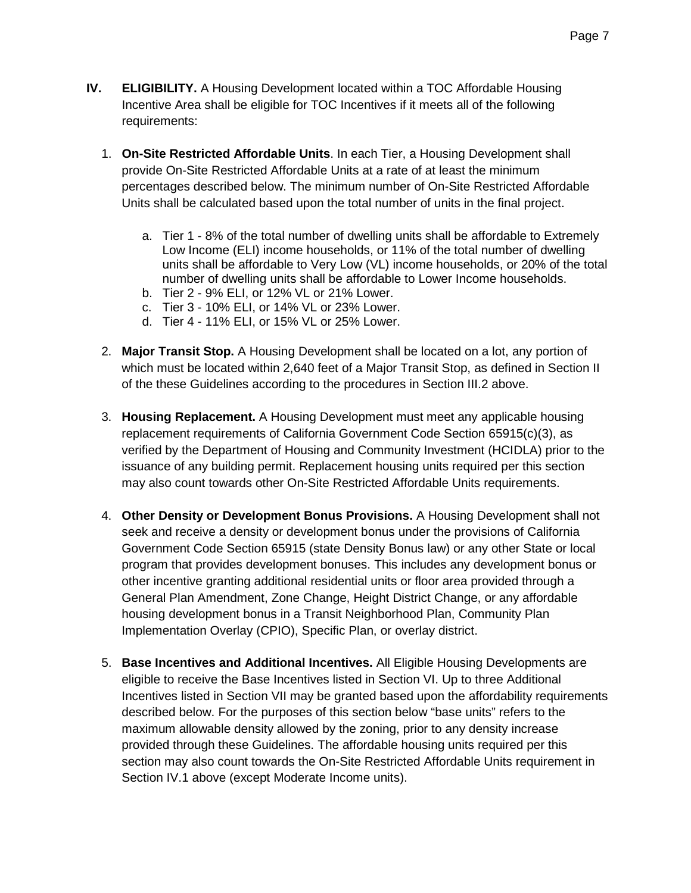**IV. ELIGIBILITY.** A Housing Development located within a TOC Affordable Housing Incentive Area shall be eligible for TOC Incentives if it meets all of the following requirements:

1. **On-Site Restricted Affordable Units**. In each Tier, a Housing Development shall provide On-Site Restricted Affordable Units at a rate of at least the minimum percentages described below. The minimum number of On-Site Restricted Affordable Units shall be calculated based upon the total number of units in the final project.

   a. Tier 1 - 8% of the total number of dwelling units shall be affordable to Extremely Low Income (ELI) income households, or 11% of the total number of dwelling units shall be affordable to Very Low (VL) income households, or 20% of the total number of dwelling units shall be affordable to Lower Income households.
   b. Tier 2 - 9% ELI, or 12% VL or 21% Lower.
   c. Tier 3 - 10% ELI, or 14% VL or 23% Lower.
   d. Tier 4 - 11% ELI, or 15% VL or 25% Lower.

2. **Major Transit Stop.** A Housing Development shall be located on a lot, any portion of which must be located within 2,640 feet of a Major Transit Stop, as defined in Section II of the these Guidelines according to the procedures in Section III.2 above.

3. **Housing Replacement.** A Housing Development must meet any applicable housing replacement requirements of California Government Code Section 65915(c)(3), as verified by the Department of Housing and Community Investment (HCIDLA) prior to the issuance of any building permit. Replacement housing units required per this section may also count towards other On-Site Restricted Affordable Units requirements.

4. **Other Density or Development Bonus Provisions.** A Housing Development shall not seek and receive a density or development bonus under the provisions of California Government Code Section 65915 (state Density Bonus law) or any other State or local program that provides development bonuses. This includes any development bonus or other incentive granting additional residential units or floor area provided through a General Plan Amendment, Zone Change, Height District Change, or any affordable housing development bonus in a Transit Neighborhood Plan, Community Plan Implementation Overlay (CPIO), Specific Plan, or overlay district.

5. **Base Incentives and Additional Incentives.** All Eligible Housing Developments are eligible to receive the Base Incentives listed in Section VI. Up to three Additional Incentives listed in Section VII may be granted based upon the affordability requirements described below. For the purposes of this section below "base units" refers to the maximum allowable density allowed by the zoning, prior to any density increase provided through these Guidelines. The affordable housing units required per this section may also count towards the On-Site Restricted Affordable Units requirement in Section IV.1 above (except Moderate Income units).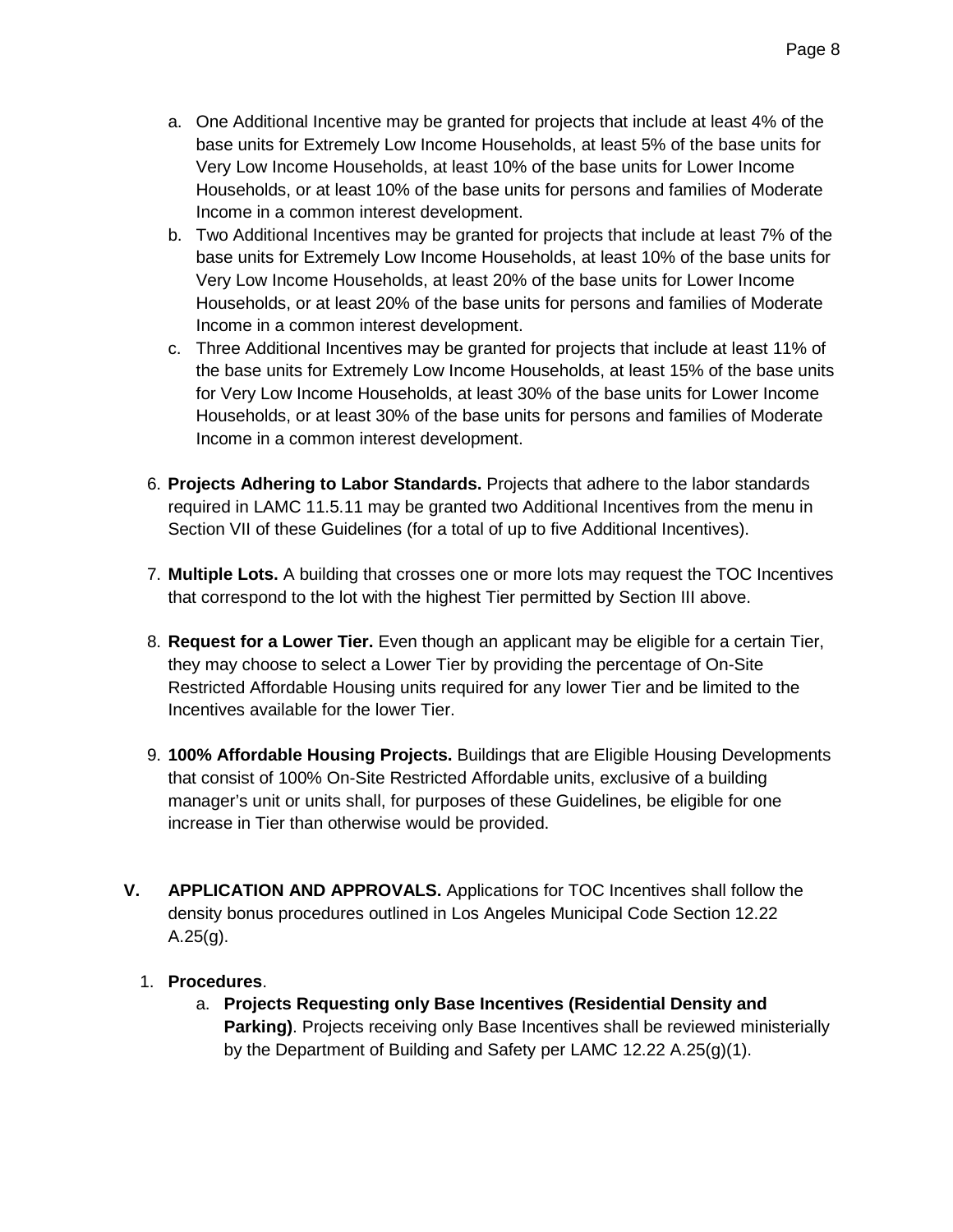a. One Additional Incentive may be granted for projects that include at least 4% of the base units for Extremely Low Income Households, at least 5% of the base units for Very Low Income Households, at least 10% of the base units for Lower Income Households, or at least 10% of the base units for persons and families of Moderate Income in a common interest development.

b. Two Additional Incentives may be granted for projects that include at least 7% of the base units for Extremely Low Income Households, at least 10% of the base units for Very Low Income Households, at least 20% of the base units for Lower Income Households, or at least 20% of the base units for persons and families of Moderate Income in a common interest development.

c. Three Additional Incentives may be granted for projects that include at least 11% of the base units for Extremely Low Income Households, at least 15% of the base units for Very Low Income Households, at least 30% of the base units for Lower Income Households, or at least 30% of the base units for persons and families of Moderate Income in a common interest development.

6. **Projects Adhering to Labor Standards.** Projects that adhere to the labor standards required in LAMC 11.5.11 may be granted two Additional Incentives from the menu in Section VII of these Guidelines (for a total of up to five Additional Incentives).

7. **Multiple Lots.** A building that crosses one or more lots may request the TOC Incentives that correspond to the lot with the highest Tier permitted by Section III above.

8. **Request for a Lower Tier.** Even though an applicant may be eligible for a certain Tier, they may choose to select a Lower Tier by providing the percentage of On-Site Restricted Affordable Housing units required for any lower Tier and be limited to the Incentives available for the lower Tier.

9. **100% Affordable Housing Projects.** Buildings that are Eligible Housing Developments that consist of 100% On-Site Restricted Affordable units, exclusive of a building manager's unit or units shall, for purposes of these Guidelines, be eligible for one increase in Tier than otherwise would be provided.

## V. APPLICATION AND APPROVALS.

Applications for TOC Incentives shall follow the density bonus procedures outlined in Los Angeles Municipal Code Section 12.22 A.25(g).

1. **Procedures**.

   a. **Projects Requesting only Base Incentives (Residential Density and Parking)**. Projects receiving only Base Incentives shall be reviewed ministerially by the Department of Building and Safety per LAMC 12.22 A.25(g)(1).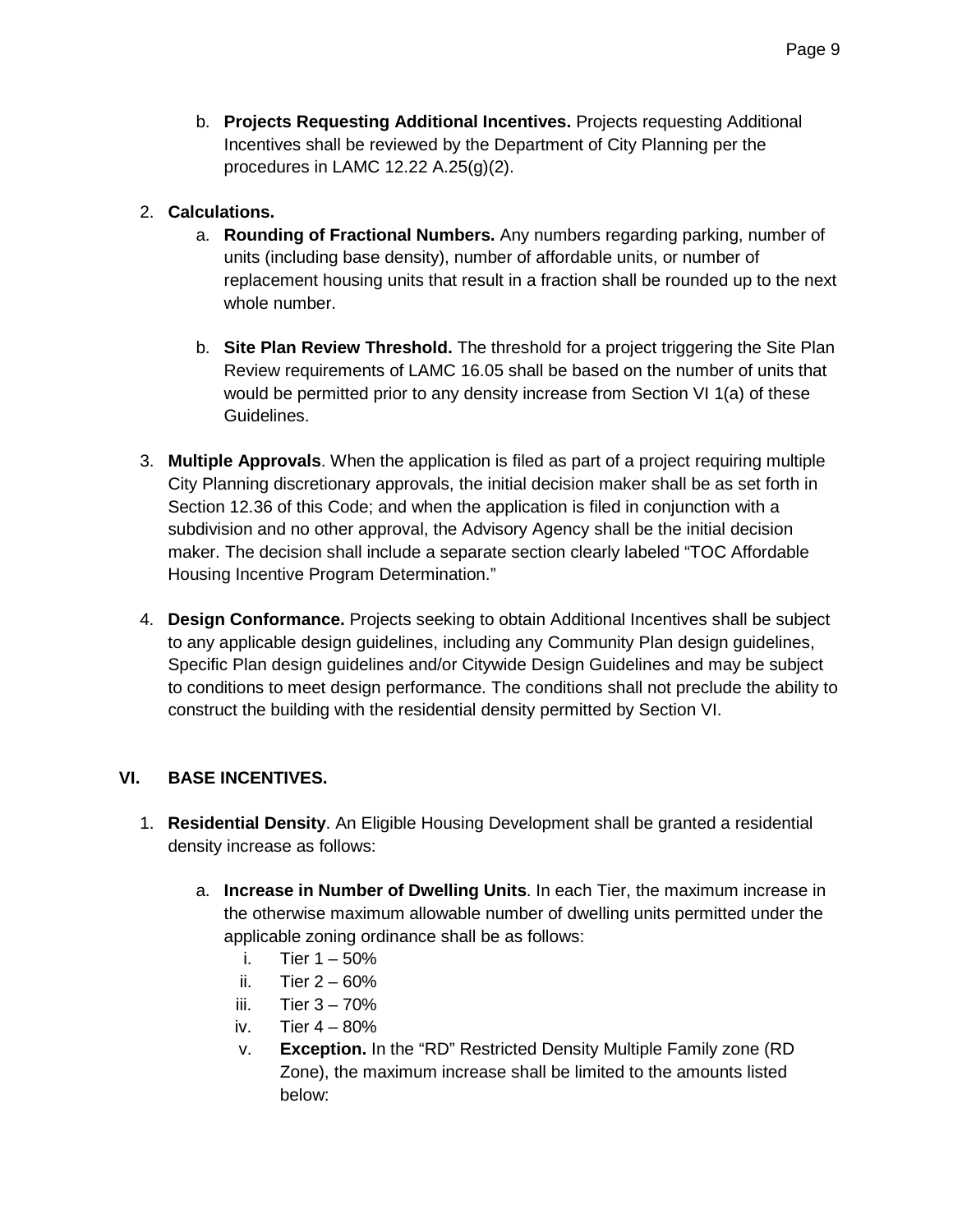b. **Projects Requesting Additional Incentives.** Projects requesting Additional Incentives shall be reviewed by the Department of City Planning per the procedures in LAMC 12.22 A.25(g)(2).

2. **Calculations.**
   a. **Rounding of Fractional Numbers.** Any numbers regarding parking, number of units (including base density), number of affordable units, or number of replacement housing units that result in a fraction shall be rounded up to the next whole number.

   b. **Site Plan Review Threshold.** The threshold for a project triggering the Site Plan Review requirements of LAMC 16.05 shall be based on the number of units that would be permitted prior to any density increase from Section VI 1(a) of these Guidelines.

3. **Multiple Approvals**. When the application is filed as part of a project requiring multiple City Planning discretionary approvals, the initial decision maker shall be as set forth in Section 12.36 of this Code; and when the application is filed in conjunction with a subdivision and no other approval, the Advisory Agency shall be the initial decision maker. The decision shall include a separate section clearly labeled "TOC Affordable Housing Incentive Program Determination."

4. **Design Conformance.** Projects seeking to obtain Additional Incentives shall be subject to any applicable design guidelines, including any Community Plan design guidelines, Specific Plan design guidelines and/or Citywide Design Guidelines and may be subject to conditions to meet design performance. The conditions shall not preclude the ability to construct the building with the residential density permitted by Section VI.

## VI. BASE INCENTIVES.

1. **Residential Density**. An Eligible Housing Development shall be granted a residential density increase as follows:

   a. **Increase in Number of Dwelling Units**. In each Tier, the maximum increase in the otherwise maximum allowable number of dwelling units permitted under the applicable zoning ordinance shall be as follows:
      i. Tier 1 – 50%
      ii. Tier 2 – 60%
      iii. Tier 3 – 70%
      iv. Tier 4 – 80%
      v. **Exception.** In the "RD" Restricted Density Multiple Family zone (RD Zone), the maximum increase shall be limited to the amounts listed below: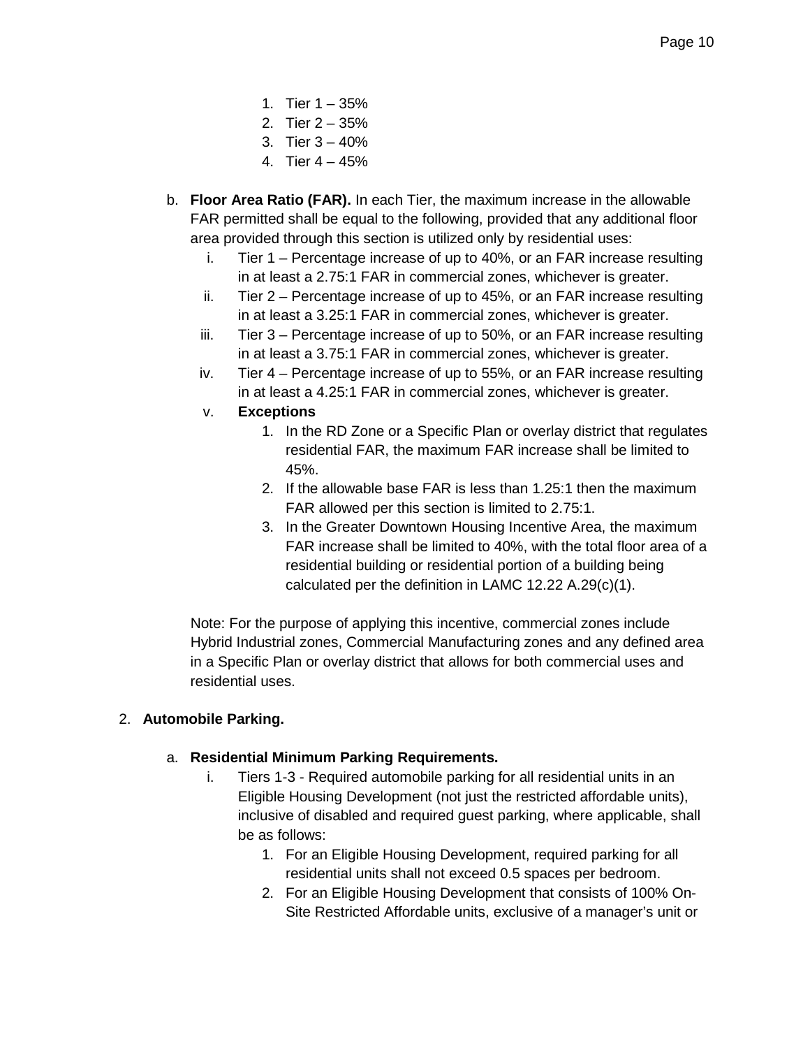1. Tier 1 – 35%
2. Tier 2 – 35%
3. Tier 3 – 40%
4. Tier 4 – 45%

b. **Floor Area Ratio (FAR).** In each Tier, the maximum increase in the allowable FAR permitted shall be equal to the following, provided that any additional floor area provided through this section is utilized only by residential uses:

   i. Tier 1 – Percentage increase of up to 40%, or an FAR increase resulting in at least a 2.75:1 FAR in commercial zones, whichever is greater.

   ii. Tier 2 – Percentage increase of up to 45%, or an FAR increase resulting in at least a 3.25:1 FAR in commercial zones, whichever is greater.

   iii. Tier 3 – Percentage increase of up to 50%, or an FAR increase resulting in at least a 3.75:1 FAR in commercial zones, whichever is greater.

   iv. Tier 4 – Percentage increase of up to 55%, or an FAR increase resulting in at least a 4.25:1 FAR in commercial zones, whichever is greater.

   v. **Exceptions**

      1. In the RD Zone or a Specific Plan or overlay district that regulates residential FAR, the maximum FAR increase shall be limited to 45%.
      2. If the allowable base FAR is less than 1.25:1 then the maximum FAR allowed per this section is limited to 2.75:1.
      3. In the Greater Downtown Housing Incentive Area, the maximum FAR increase shall be limited to 40%, with the total floor area of a residential building or residential portion of a building being calculated per the definition in LAMC 12.22 A.29(c)(1).

   Note: For the purpose of applying this incentive, commercial zones include Hybrid Industrial zones, Commercial Manufacturing zones and any defined area in a Specific Plan or overlay district that allows for both commercial uses and residential uses.

2. **Automobile Parking.**

   a. **Residential Minimum Parking Requirements.**

      i. Tiers 1-3 - Required automobile parking for all residential units in an Eligible Housing Development (not just the restricted affordable units), inclusive of disabled and required guest parking, where applicable, shall be as follows:

         1. For an Eligible Housing Development, required parking for all residential units shall not exceed 0.5 spaces per bedroom.
         2. For an Eligible Housing Development that consists of 100% On-Site Restricted Affordable units, exclusive of a manager's unit or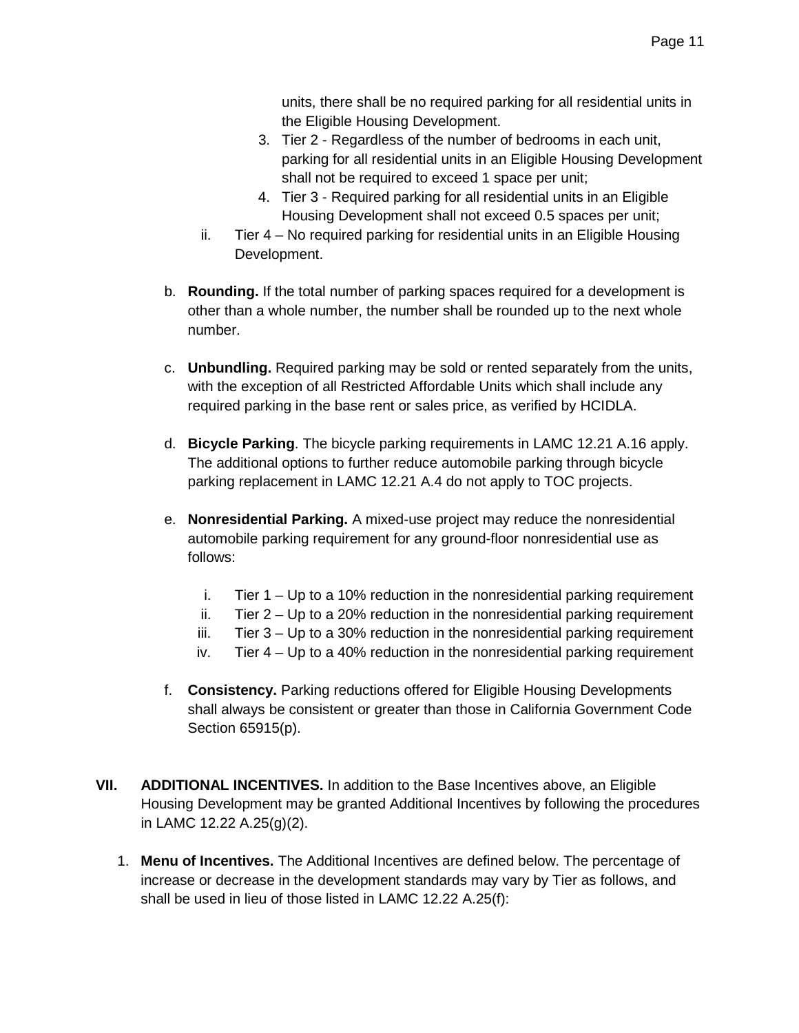units, there shall be no required parking for all residential units in the Eligible Housing Development.

3. Tier 2 - Regardless of the number of bedrooms in each unit, parking for all residential units in an Eligible Housing Development shall not be required to exceed 1 space per unit;
4. Tier 3 - Required parking for all residential units in an Eligible Housing Development shall not exceed 0.5 spaces per unit;

ii. Tier 4 – No required parking for residential units in an Eligible Housing Development.

b. **Rounding.** If the total number of parking spaces required for a development is other than a whole number, the number shall be rounded up to the next whole number.

c. **Unbundling.** Required parking may be sold or rented separately from the units, with the exception of all Restricted Affordable Units which shall include any required parking in the base rent or sales price, as verified by HCIDLA.

d. **Bicycle Parking**. The bicycle parking requirements in LAMC 12.21 A.16 apply. The additional options to further reduce automobile parking through bicycle parking replacement in LAMC 12.21 A.4 do not apply to TOC projects.

e. **Nonresidential Parking.** A mixed-use project may reduce the nonresidential automobile parking requirement for any ground-floor nonresidential use as follows:

   i. Tier 1 – Up to a 10% reduction in the nonresidential parking requirement
   ii. Tier 2 – Up to a 20% reduction in the nonresidential parking requirement
   iii. Tier 3 – Up to a 30% reduction in the nonresidential parking requirement
   iv. Tier 4 – Up to a 40% reduction in the nonresidential parking requirement

f. **Consistency.** Parking reductions offered for Eligible Housing Developments shall always be consistent or greater than those in California Government Code Section 65915(p).

**VII. ADDITIONAL INCENTIVES.** In addition to the Base Incentives above, an Eligible Housing Development may be granted Additional Incentives by following the procedures in LAMC 12.22 A.25(g)(2).

1. **Menu of Incentives.** The Additional Incentives are defined below. The percentage of increase or decrease in the development standards may vary by Tier as follows, and shall be used in lieu of those listed in LAMC 12.22 A.25(f):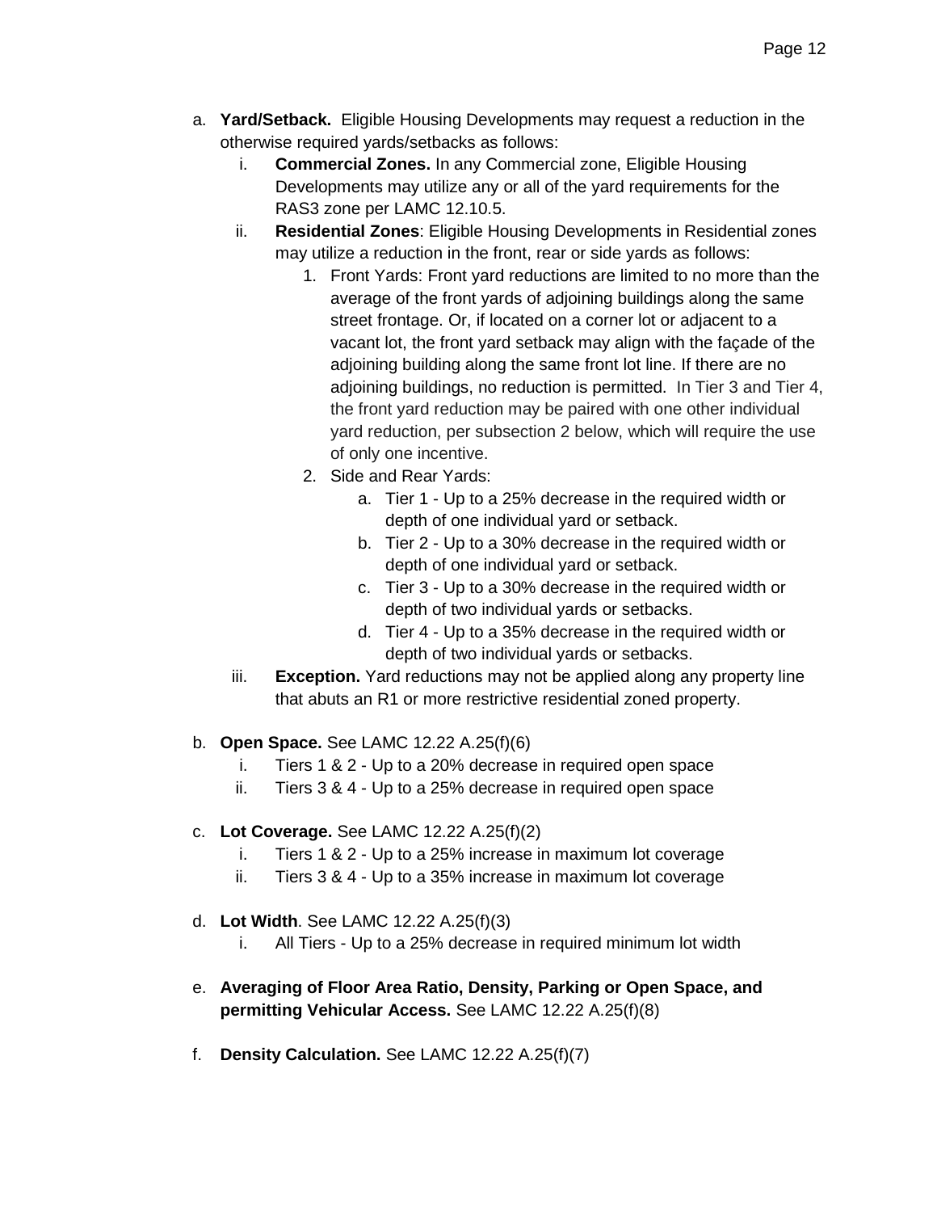a. **Yard/Setback.** Eligible Housing Developments may request a reduction in the otherwise required yards/setbacks as follows:
   i. **Commercial Zones.** In any Commercial zone, Eligible Housing Developments may utilize any or all of the yard requirements for the RAS3 zone per LAMC 12.10.5.
   ii. **Residential Zones**: Eligible Housing Developments in Residential zones may utilize a reduction in the front, rear or side yards as follows:
      1. Front Yards: Front yard reductions are limited to no more than the average of the front yards of adjoining buildings along the same street frontage. Or, if located on a corner lot or adjacent to a vacant lot, the front yard setback may align with the façade of the adjoining building along the same front lot line. If there are no adjoining buildings, no reduction is permitted. In Tier 3 and Tier 4, the front yard reduction may be paired with one other individual yard reduction, per subsection 2 below, which will require the use of only one incentive.
      2. Side and Rear Yards:
         a. Tier 1 - Up to a 25% decrease in the required width or depth of one individual yard or setback.
         b. Tier 2 - Up to a 30% decrease in the required width or depth of one individual yard or setback.
         c. Tier 3 - Up to a 30% decrease in the required width or depth of two individual yards or setbacks.
         d. Tier 4 - Up to a 35% decrease in the required width or depth of two individual yards or setbacks.
   iii. **Exception.** Yard reductions may not be applied along any property line that abuts an R1 or more restrictive residential zoned property.

b. **Open Space.** See LAMC 12.22 A.25(f)(6)
   i. Tiers 1 & 2 - Up to a 20% decrease in required open space
   ii. Tiers 3 & 4 - Up to a 25% decrease in required open space

c. **Lot Coverage.** See LAMC 12.22 A.25(f)(2)
   i. Tiers 1 & 2 - Up to a 25% increase in maximum lot coverage
   ii. Tiers 3 & 4 - Up to a 35% increase in maximum lot coverage

d. **Lot Width**. See LAMC 12.22 A.25(f)(3)
   i. All Tiers - Up to a 25% decrease in required minimum lot width

e. **Averaging of Floor Area Ratio, Density, Parking or Open Space, and permitting Vehicular Access.** See LAMC 12.22 A.25(f)(8)

f. **Density Calculation.** See LAMC 12.22 A.25(f)(7)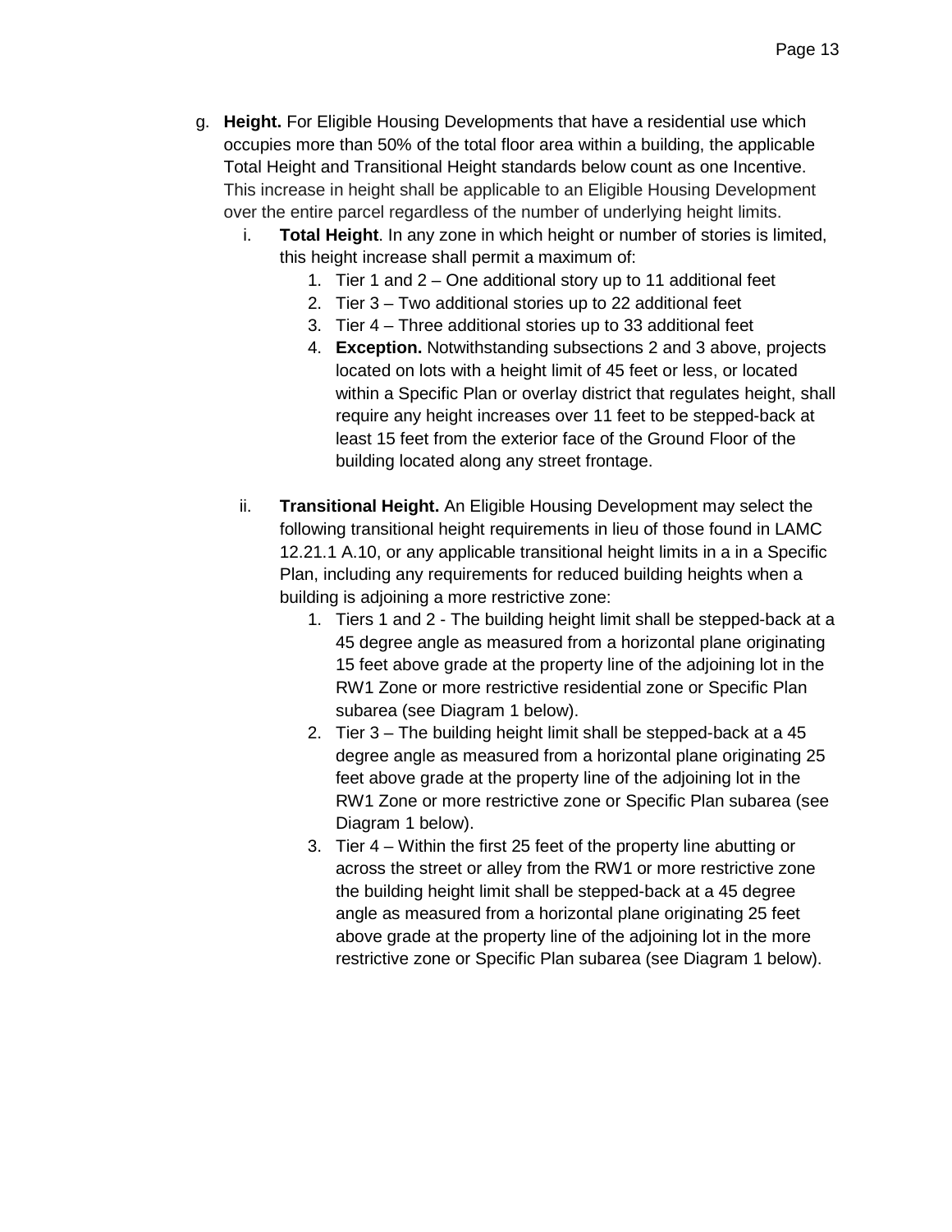g. **Height.** For Eligible Housing Developments that have a residential use which occupies more than 50% of the total floor area within a building, the applicable Total Height and Transitional Height standards below count as one Incentive. This increase in height shall be applicable to an Eligible Housing Development over the entire parcel regardless of the number of underlying height limits.

   i. **Total Height**. In any zone in which height or number of stories is limited, this height increase shall permit a maximum of:

      1. Tier 1 and 2 – One additional story up to 11 additional feet
      2. Tier 3 – Two additional stories up to 22 additional feet
      3. Tier 4 – Three additional stories up to 33 additional feet
      4. **Exception.** Notwithstanding subsections 2 and 3 above, projects located on lots with a height limit of 45 feet or less, or located within a Specific Plan or overlay district that regulates height, shall require any height increases over 11 feet to be stepped-back at least 15 feet from the exterior face of the Ground Floor of the building located along any street frontage.

   ii. **Transitional Height.** An Eligible Housing Development may select the following transitional height requirements in lieu of those found in LAMC 12.21.1 A.10, or any applicable transitional height limits in a in a Specific Plan, including any requirements for reduced building heights when a building is adjoining a more restrictive zone:

      1. Tiers 1 and 2 - The building height limit shall be stepped-back at a 45 degree angle as measured from a horizontal plane originating 15 feet above grade at the property line of the adjoining lot in the RW1 Zone or more restrictive residential zone or Specific Plan subarea (see Diagram 1 below).
      2. Tier 3 – The building height limit shall be stepped-back at a 45 degree angle as measured from a horizontal plane originating 25 feet above grade at the property line of the adjoining lot in the RW1 Zone or more restrictive zone or Specific Plan subarea (see Diagram 1 below).
      3. Tier 4 – Within the first 25 feet of the property line abutting or across the street or alley from the RW1 or more restrictive zone the building height limit shall be stepped-back at a 45 degree angle as measured from a horizontal plane originating 25 feet above grade at the property line of the adjoining lot in the more restrictive zone or Specific Plan subarea (see Diagram 1 below).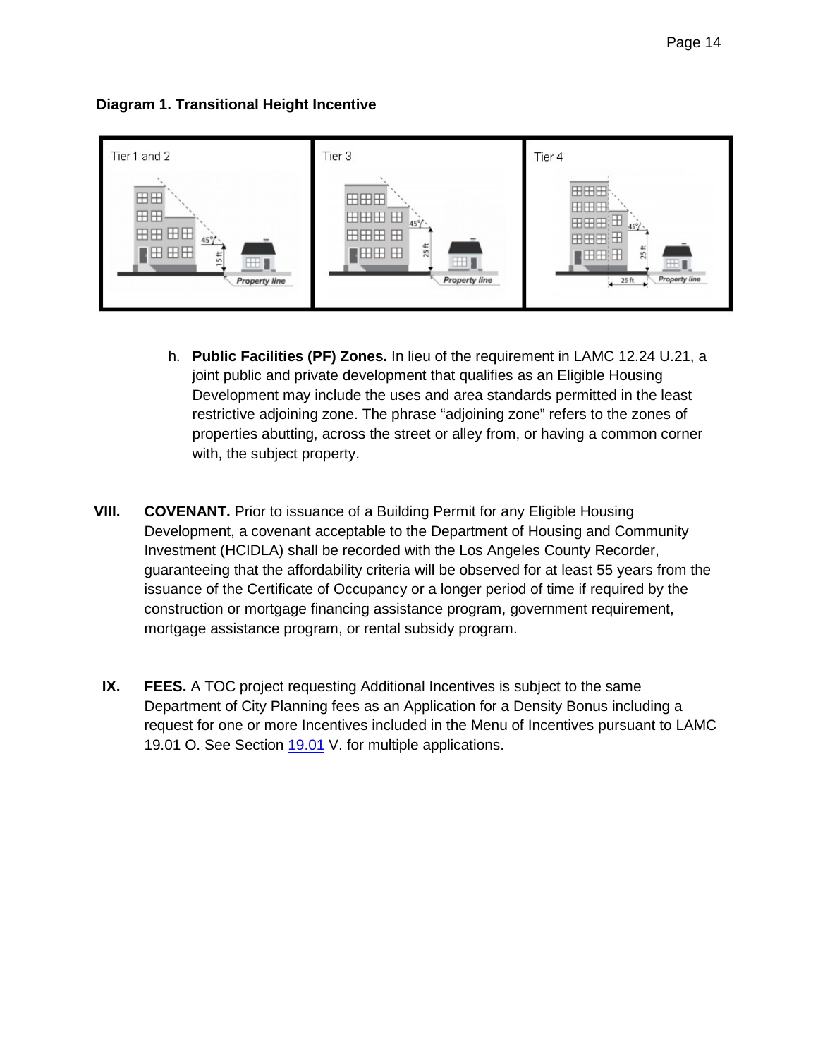**Diagram 1. Transitional Height Incentive**

h. **Public Facilities (PF) Zones.** In lieu of the requirement in LAMC 12.24 U.21, a joint public and private development that qualifies as an Eligible Housing Development may include the uses and area standards permitted in the least restrictive adjoining zone. The phrase "adjoining zone" refers to the zones of properties abutting, across the street or alley from, or having a common corner with, the subject property.

**VIII. COVENANT.** Prior to issuance of a Building Permit for any Eligible Housing Development, a covenant acceptable to the Department of Housing and Community Investment (HCIDLA) shall be recorded with the Los Angeles County Recorder, guaranteeing that the affordability criteria will be observed for at least 55 years from the issuance of the Certificate of Occupancy or a longer period of time if required by the construction or mortgage financing assistance program, government requirement, mortgage assistance program, or rental subsidy program.

**IX. FEES.** A TOC project requesting Additional Incentives is subject to the same Department of City Planning fees as an Application for a Density Bonus including a request for one or more Incentives included in the Menu of Incentives pursuant to LAMC 19.01 O. See Section 19.01 V. for multiple applications.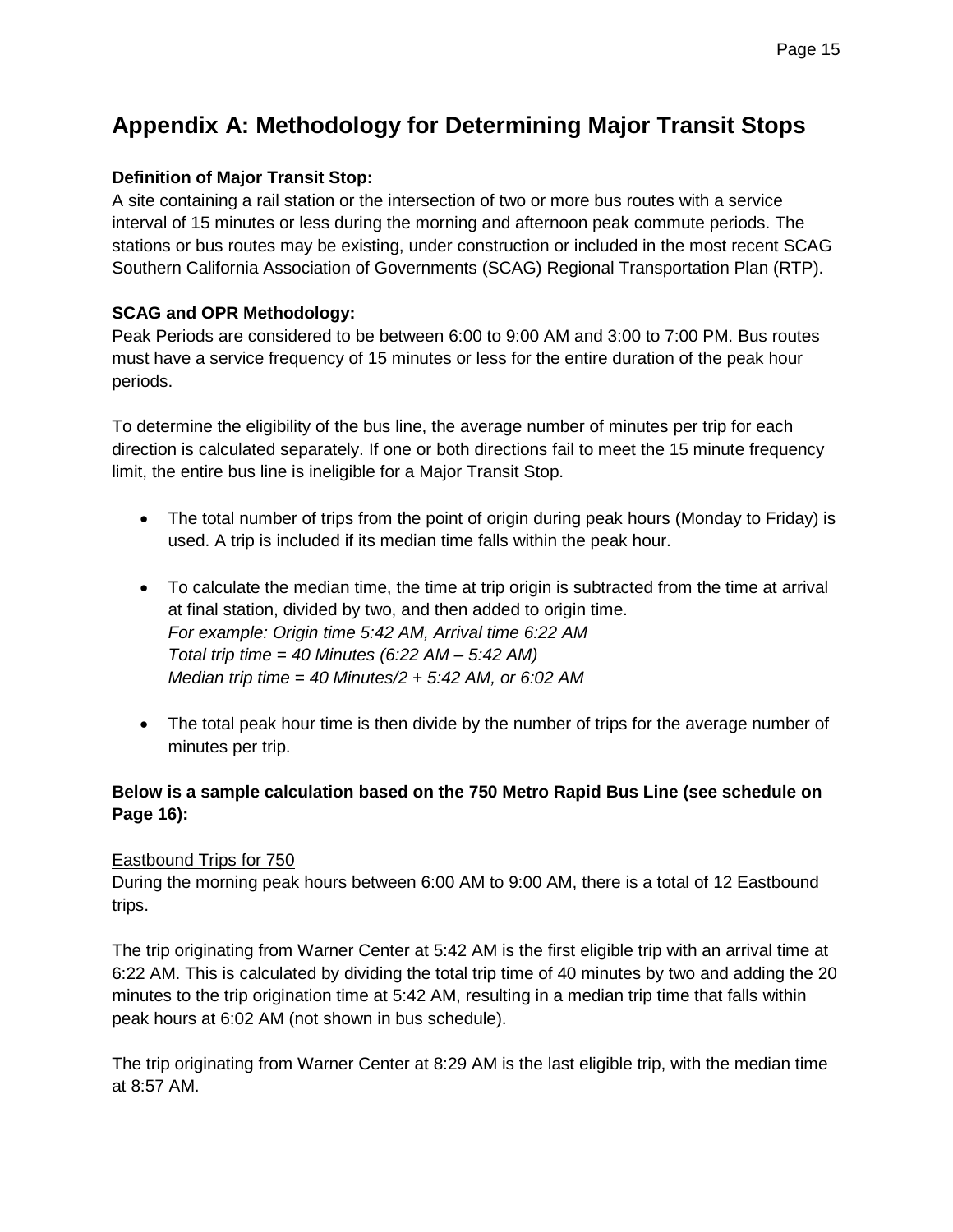# Appendix A: Methodology for Determining Major Transit Stops

**Definition of Major Transit Stop:**
A site containing a rail station or the intersection of two or more bus routes with a service interval of 15 minutes or less during the morning and afternoon peak commute periods. The stations or bus routes may be existing, under construction or included in the most recent SCAG Southern California Association of Governments (SCAG) Regional Transportation Plan (RTP).

**SCAG and OPR Methodology:**
Peak Periods are considered to be between 6:00 to 9:00 AM and 3:00 to 7:00 PM. Bus routes must have a service frequency of 15 minutes or less for the entire duration of the peak hour periods.

To determine the eligibility of the bus line, the average number of minutes per trip for each direction is calculated separately. If one or both directions fail to meet the 15 minute frequency limit, the entire bus line is ineligible for a Major Transit Stop.

- The total number of trips from the point of origin during peak hours (Monday to Friday) is used. A trip is included if its median time falls within the peak hour.
- To calculate the median time, the time at trip origin is subtracted from the time at arrival at final station, divided by two, and then added to origin time.
  *For example: Origin time 5:42 AM, Arrival time 6:22 AM*
  *Total trip time = 40 Minutes (6:22 AM – 5:42 AM)*
  *Median trip time = 40 Minutes/2 + 5:42 AM, or 6:02 AM*
- The total peak hour time is then divide by the number of trips for the average number of minutes per trip.

**Below is a sample calculation based on the 750 Metro Rapid Bus Line (see schedule on Page 16):**

Eastbound Trips for 750
During the morning peak hours between 6:00 AM to 9:00 AM, there is a total of 12 Eastbound trips.

The trip originating from Warner Center at 5:42 AM is the first eligible trip with an arrival time at 6:22 AM. This is calculated by dividing the total trip time of 40 minutes by two and adding the 20 minutes to the trip origination time at 5:42 AM, resulting in a median trip time that falls within peak hours at 6:02 AM (not shown in bus schedule).

The trip originating from Warner Center at 8:29 AM is the last eligible trip, with the median time at 8:57 AM.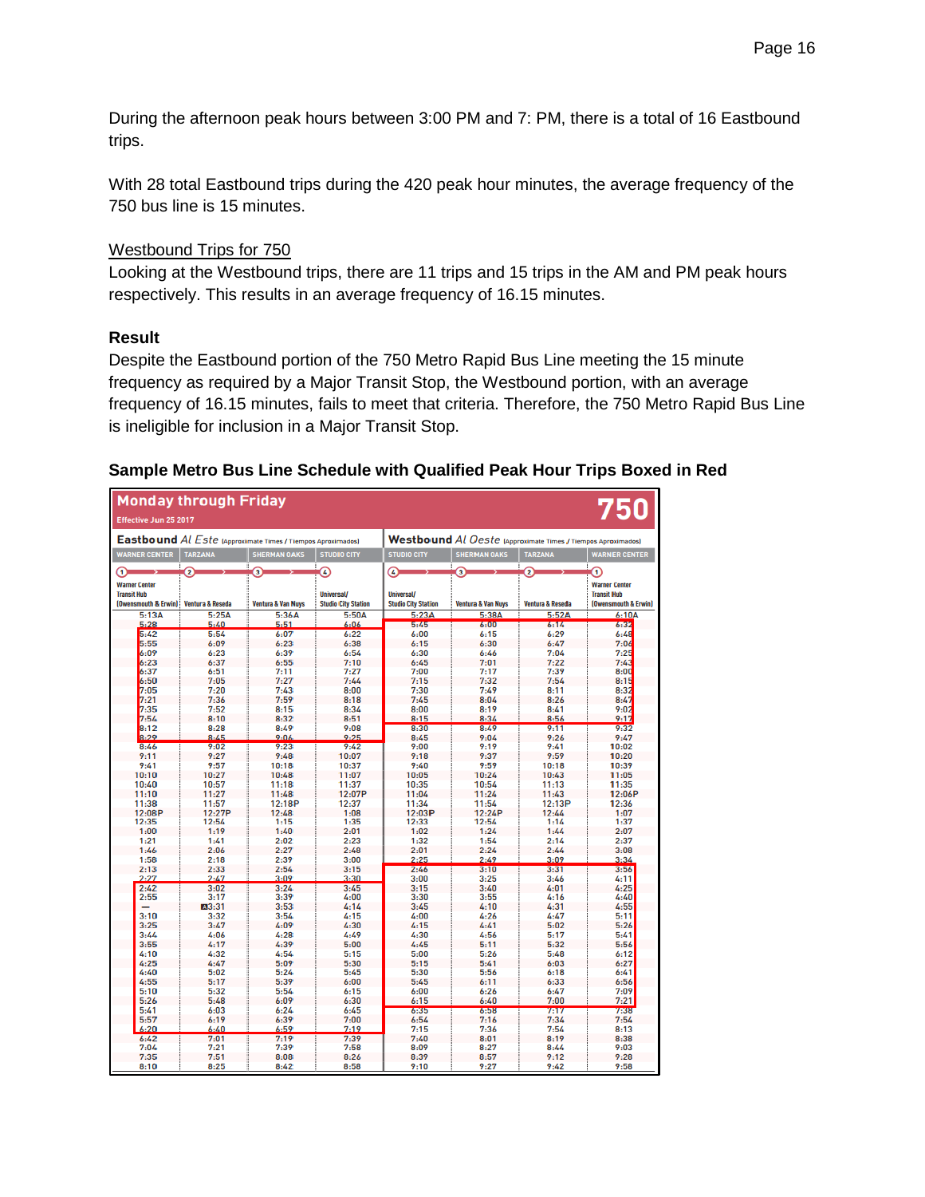During the afternoon peak hours between 3:00 PM and 7: PM, there is a total of 16 Eastbound trips.

With 28 total Eastbound trips during the 420 peak hour minutes, the average frequency of the 750 bus line is 15 minutes.

Westbound Trips for 750

Looking at the Westbound trips, there are 11 trips and 15 trips in the AM and PM peak hours respectively. This results in an average frequency of 16.15 minutes.

**Result**

Despite the Eastbound portion of the 750 Metro Rapid Bus Line meeting the 15 minute frequency as required by a Major Transit Stop, the Westbound portion, with an average frequency of 16.15 minutes, fails to meet that criteria. Therefore, the 750 Metro Rapid Bus Line is ineligible for inclusion in a Major Transit Stop.

**Sample Metro Bus Line Schedule with Qualified Peak Hour Trips Boxed in Red**

**Monday through Friday** — **750**

Effective Jun 25 2017

| Eastbound *Al Este* (Approximate Times / Tiempos Aproximados) | | | | Westbound *Al Oeste* (Approximate Times / Tiempos Aproximados) | | | |
|---|---|---|---|---|---|---|---|
| WARNER CENTER | TARZANA | SHERMAN OAKS | STUDIO CITY | STUDIO CITY | SHERMAN OAKS | TARZANA | WARNER CENTER |
| 1 Warner Center Transit Hub (Owensmouth & Erwin) | 2 Ventura & Reseda | 3 Ventura & Van Nuys | 4 Universal/ Studio City Station | 4 Universal/ Studio City Station | 3 Ventura & Van Nuys | 2 Ventura & Reseda | 1 Warner Center Transit Hub (Owensmouth & Erwin) |
| 5:13A | 5:25A | 5:36A | 5:50A | 5:23A | 5:38A | 5:52A | 6:10A |
| 5:28 | 5:40 | 5:51 | 6:06 | 5:45 | 6:00 | 6:14 | 6:32 |
| 5:42 | 5:54 | 6:07 | 6:22 | 6:00 | 6:15 | 6:29 | 6:48 |
| 5:55 | 6:09 | 6:23 | 6:38 | 6:15 | 6:30 | 6:47 | 7:06 |
| 6:09 | 6:23 | 6:39 | 6:54 | 6:30 | 6:46 | 7:04 | 7:25 |
| 6:23 | 6:37 | 6:55 | 7:10 | 6:45 | 7:01 | 7:22 | 7:43 |
| 6:37 | 6:51 | 7:11 | 7:27 | 7:00 | 7:17 | 7:39 | 8:00 |
| 6:50 | 7:05 | 7:27 | 7:44 | 7:15 | 7:32 | 7:54 | 8:15 |
| 7:05 | 7:20 | 7:43 | 8:00 | 7:30 | 7:49 | 8:11 | 8:32 |
| 7:21 | 7:36 | 7:59 | 8:18 | 7:45 | 8:04 | 8:26 | 8:47 |
| 7:35 | 7:52 | 8:15 | 8:34 | 8:00 | 8:19 | 8:41 | 9:02 |
| 7:54 | 8:10 | 8:32 | 8:51 | 8:15 | 8:34 | 8:56 | 9:17 |
| 8:12 | 8:28 | 8:49 | 9:08 | 8:30 | 8:49 | 9:11 | 9:32 |
| 8:29 | 8:45 | 9:06 | 9:25 | 8:45 | 9:04 | 9:26 | 9:47 |
| 8:46 | 9:02 | 9:23 | 9:42 | 9:00 | 9:19 | 9:41 | 10:02 |
| 9:11 | 9:27 | 9:48 | 10:07 | 9:18 | 9:37 | 9:59 | 10:20 |
| 9:41 | 9:57 | 10:18 | 10:37 | 9:40 | 9:59 | 10:18 | 10:39 |
| 10:10 | 10:27 | 10:48 | 11:07 | 10:05 | 10:24 | 10:43 | 11:05 |
| 10:40 | 10:57 | 11:18 | 11:37 | 10:35 | 10:54 | 11:13 | 11:35 |
| 11:10 | 11:27 | 11:48 | 12:07P | 11:04 | 11:24 | 11:43 | 12:06P |
| 11:38 | 11:57 | 12:18P | 12:37 | 11:34 | 11:54 | 12:13P | 12:36 |
| 12:08P | 12:27P | 12:48 | 1:08 | 12:03P | 12:24P | 12:44 | 1:07 |
| 12:35 | 12:54 | 1:15 | 1:35 | 12:33 | 12:54 | 1:14 | 1:37 |
| 1:00 | 1:19 | 1:40 | 2:01 | 1:02 | 1:24 | 1:44 | 2:07 |
| 1:21 | 1:41 | 2:02 | 2:23 | 1:32 | 1:54 | 2:14 | 2:37 |
| 1:46 | 2:06 | 2:27 | 2:48 | 2:01 | 2:24 | 2:44 | 3:08 |
| 1:58 | 2:18 | 2:39 | 3:00 | 2:25 | 2:49 | 3:09 | 3:34 |
| 2:13 | 2:33 | 2:54 | 3:15 | 2:46 | 3:10 | 3:31 | 3:56 |
| 2:27 | 2:47 | 3:09 | 3:30 | 3:00 | 3:25 | 3:46 | 4:11 |
| 2:42 | 3:02 | 3:24 | 3:45 | 3:15 | 3:40 | 4:01 | 4:25 |
| 2:55 | 3:17 | 3:39 | 4:00 | 3:30 | 3:55 | 4:16 | 4:40 |
| — | A3:31 | 3:53 | 4:14 | 3:45 | 4:10 | 4:31 | 4:55 |
| 3:10 | 3:32 | 3:54 | 4:15 | 4:00 | 4:26 | 4:47 | 5:11 |
| 3:25 | 3:47 | 4:09 | 4:30 | 4:15 | 4:41 | 5:02 | 5:26 |
| 3:44 | 4:06 | 4:28 | 4:49 | 4:30 | 4:56 | 5:17 | 5:41 |
| 3:55 | 4:17 | 4:39 | 5:00 | 4:45 | 5:11 | 5:32 | 5:56 |
| 4:10 | 4:32 | 4:54 | 5:15 | 5:00 | 5:26 | 5:48 | 6:12 |
| 4:25 | 4:47 | 5:09 | 5:30 | 5:15 | 5:41 | 6:03 | 6:27 |
| 4:40 | 5:02 | 5:24 | 5:45 | 5:30 | 5:56 | 6:18 | 6:41 |
| 4:55 | 5:17 | 5:39 | 6:00 | 5:45 | 6:11 | 6:33 | 6:56 |
| 5:10 | 5:32 | 5:54 | 6:15 | 6:00 | 6:26 | 6:47 | 7:09 |
| 5:26 | 5:48 | 6:09 | 6:30 | 6:15 | 6:40 | 7:00 | 7:21 |
| 5:41 | 6:03 | 6:24 | 6:45 | 6:35 | 6:58 | 7:17 | 7:38 |
| 5:57 | 6:19 | 6:39 | 7:00 | 6:54 | 7:16 | 7:34 | 7:54 |
| 6:20 | 6:40 | 6:59 | 7:19 | 7:15 | 7:36 | 7:54 | 8:13 |
| 6:42 | 7:01 | 7:19 | 7:39 | 7:40 | 8:01 | 8:19 | 8:38 |
| 7:04 | 7:21 | 7:39 | 7:58 | 8:09 | 8:27 | 8:44 | 9:03 |
| 7:35 | 7:51 | 8:08 | 8:26 | 8:39 | 8:57 | 9:12 | 9:28 |
| 8:10 | 8:25 | 8:42 | 8:58 | 9:10 | 9:27 | 9:42 | 9:58 |